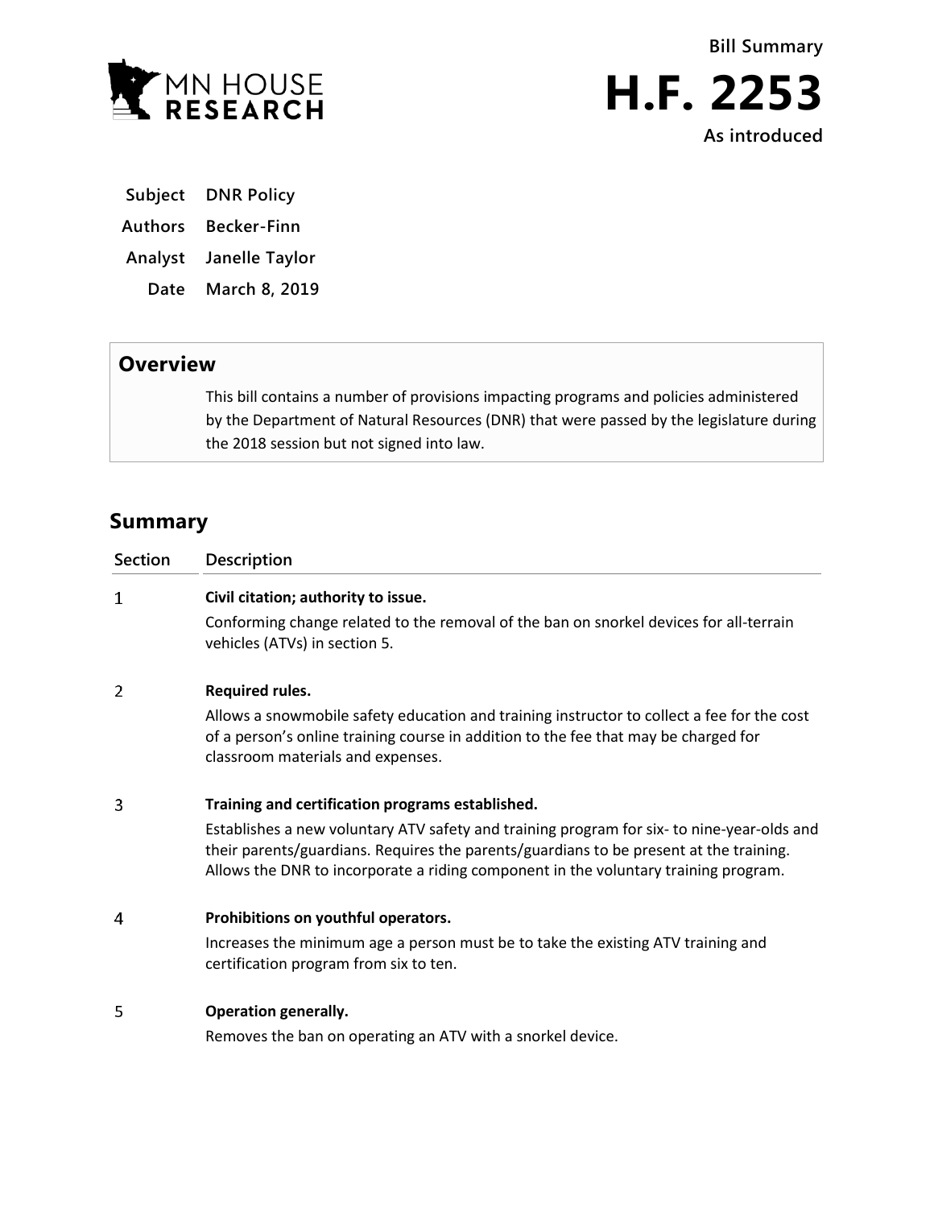MN HOUSE RESEARCH

**Bill Summary**

# H.F. 2253

**As introduced**

| | |
|---|---|
| **Subject** | DNR Policy |
| **Authors** | Becker-Finn |
| **Analyst** | Janelle Taylor |
| **Date** | March 8, 2019 |

## Overview

This bill contains a number of provisions impacting programs and policies administered by the Department of Natural Resources (DNR) that were passed by the legislature during the 2018 session but not signed into law.

## Summary

| Section | Description |
|---|---|
| 1 | **Civil citation; authority to issue.**<br>Conforming change related to the removal of the ban on snorkel devices for all-terrain vehicles (ATVs) in section 5. |
| 2 | **Required rules.**<br>Allows a snowmobile safety education and training instructor to collect a fee for the cost of a person's online training course in addition to the fee that may be charged for classroom materials and expenses. |
| 3 | **Training and certification programs established.**<br>Establishes a new voluntary ATV safety and training program for six- to nine-year-olds and their parents/guardians. Requires the parents/guardians to be present at the training. Allows the DNR to incorporate a riding component in the voluntary training program. |
| 4 | **Prohibitions on youthful operators.**<br>Increases the minimum age a person must be to take the existing ATV training and certification program from six to ten. |
| 5 | **Operation generally.**<br>Removes the ban on operating an ATV with a snorkel device. |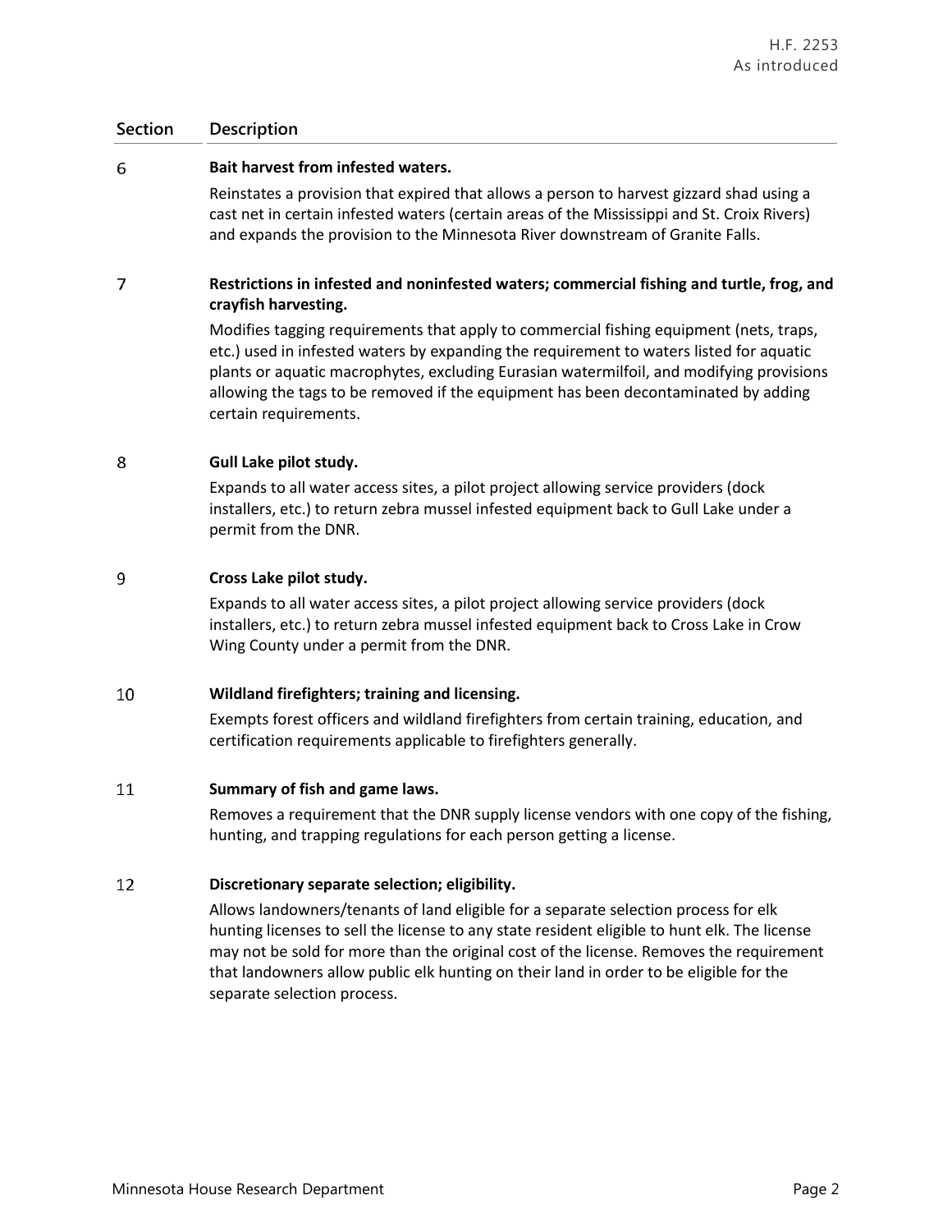| Section | Description |
| --- | --- |
| 6 | **Bait harvest from infested waters.**<br>Reinstates a provision that expired that allows a person to harvest gizzard shad using a cast net in certain infested waters (certain areas of the Mississippi and St. Croix Rivers) and expands the provision to the Minnesota River downstream of Granite Falls. |
| 7 | **Restrictions in infested and noninfested waters; commercial fishing and turtle, frog, and crayfish harvesting.**<br>Modifies tagging requirements that apply to commercial fishing equipment (nets, traps, etc.) used in infested waters by expanding the requirement to waters listed for aquatic plants or aquatic macrophytes, excluding Eurasian watermilfoil, and modifying provisions allowing the tags to be removed if the equipment has been decontaminated by adding certain requirements. |
| 8 | **Gull Lake pilot study.**<br>Expands to all water access sites, a pilot project allowing service providers (dock installers, etc.) to return zebra mussel infested equipment back to Gull Lake under a permit from the DNR. |
| 9 | **Cross Lake pilot study.**<br>Expands to all water access sites, a pilot project allowing service providers (dock installers, etc.) to return zebra mussel infested equipment back to Cross Lake in Crow Wing County under a permit from the DNR. |
| 10 | **Wildland firefighters; training and licensing.**<br>Exempts forest officers and wildland firefighters from certain training, education, and certification requirements applicable to firefighters generally. |
| 11 | **Summary of fish and game laws.**<br>Removes a requirement that the DNR supply license vendors with one copy of the fishing, hunting, and trapping regulations for each person getting a license. |
| 12 | **Discretionary separate selection; eligibility.**<br>Allows landowners/tenants of land eligible for a separate selection process for elk hunting licenses to sell the license to any state resident eligible to hunt elk. The license may not be sold for more than the original cost of the license. Removes the requirement that landowners allow public elk hunting on their land in order to be eligible for the separate selection process. |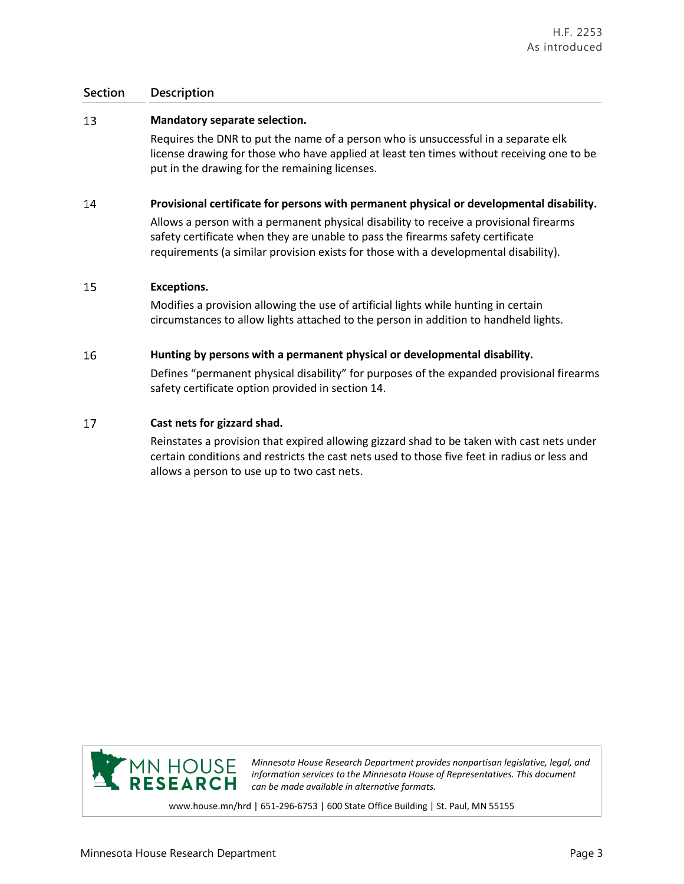| Section | Description |
| --- | --- |
| 13 | **Mandatory separate selection.**<br>Requires the DNR to put the name of a person who is unsuccessful in a separate elk license drawing for those who have applied at least ten times without receiving one to be put in the drawing for the remaining licenses. |
| 14 | **Provisional certificate for persons with permanent physical or developmental disability.**<br>Allows a person with a permanent physical disability to receive a provisional firearms safety certificate when they are unable to pass the firearms safety certificate requirements (a similar provision exists for those with a developmental disability). |
| 15 | **Exceptions.**<br>Modifies a provision allowing the use of artificial lights while hunting in certain circumstances to allow lights attached to the person in addition to handheld lights. |
| 16 | **Hunting by persons with a permanent physical or developmental disability.**<br>Defines "permanent physical disability" for purposes of the expanded provisional firearms safety certificate option provided in section 14. |
| 17 | **Cast nets for gizzard shad.**<br>Reinstates a provision that expired allowing gizzard shad to be taken with cast nets under certain conditions and restricts the cast nets used to those five feet in radius or less and allows a person to use up to two cast nets. |

MN HOUSE RESEARCH

*Minnesota House Research Department provides nonpartisan legislative, legal, and information services to the Minnesota House of Representatives. This document can be made available in alternative formats.*

www.house.mn/hrd | 651-296-6753 | 600 State Office Building | St. Paul, MN 55155